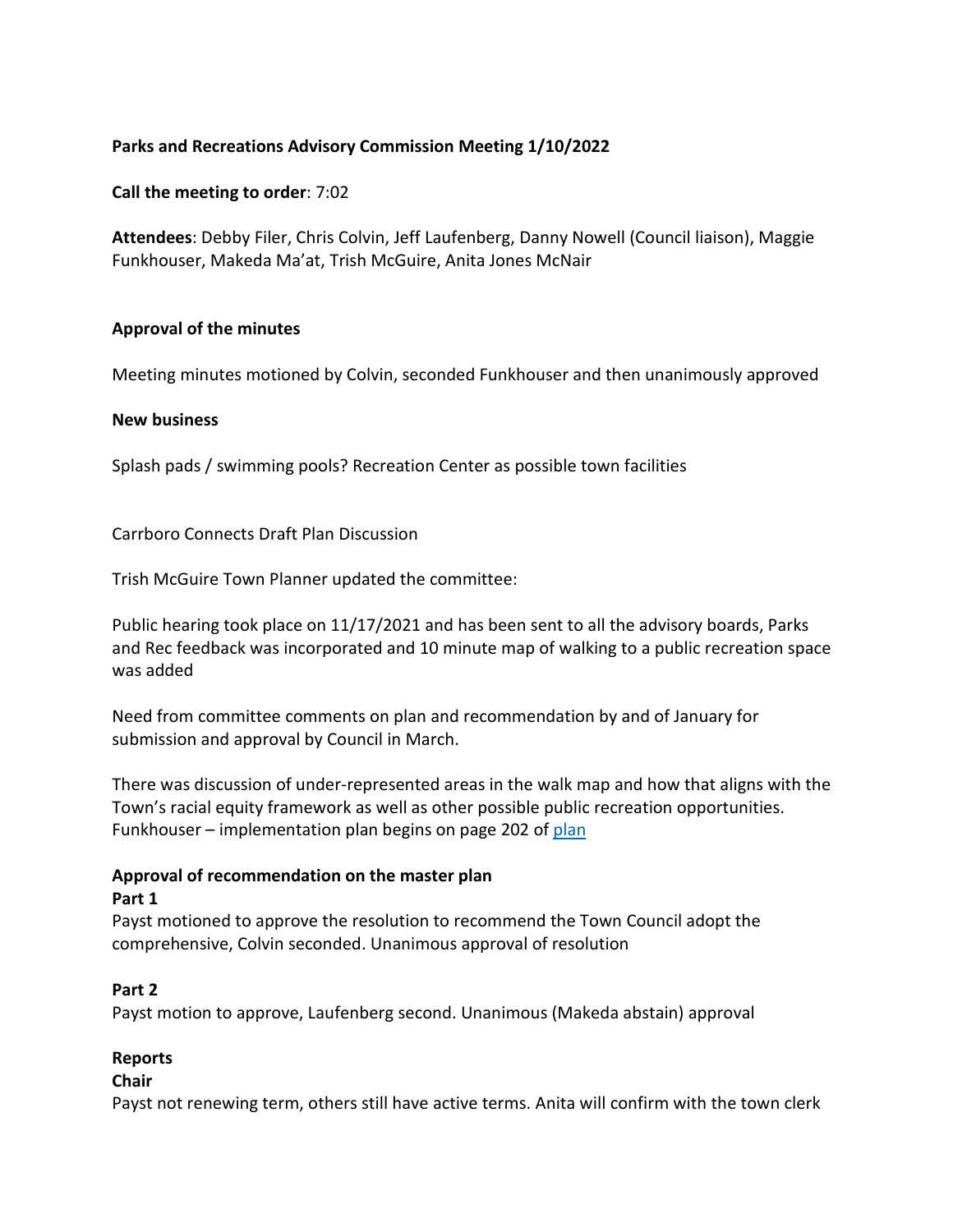**Parks and Recreations Advisory Commission Meeting 1/10/2022**

**Call the meeting to order**: 7:02

**Attendees**: Debby Filer, Chris Colvin, Jeff Laufenberg, Danny Nowell (Council liaison), Maggie Funkhouser, Makeda Ma'at, Trish McGuire, Anita Jones McNair

**Approval of the minutes**

Meeting minutes motioned by Colvin, seconded Funkhouser and then unanimously approved

**New business**

Splash pads / swimming pools? Recreation Center as possible town facilities

Carrboro Connects Draft Plan Discussion

Trish McGuire Town Planner updated the committee:

Public hearing took place on 11/17/2021 and has been sent to all the advisory boards, Parks and Rec feedback was incorporated and 10 minute map of walking to a public recreation space was added

Need from committee comments on plan and recommendation by and of January for submission and approval by Council in March.

There was discussion of under-represented areas in the walk map and how that aligns with the Town's racial equity framework as well as other possible public recreation opportunities. Funkhouser – implementation plan begins on page 202 of plan

**Approval of recommendation on the master plan**

**Part 1**

Payst motioned to approve the resolution to recommend the Town Council adopt the comprehensive, Colvin seconded. Unanimous approval of resolution

**Part 2**

Payst motion to approve, Laufenberg second. Unanimous (Makeda abstain) approval

**Reports**

**Chair**

Payst not renewing term, others still have active terms. Anita will confirm with the town clerk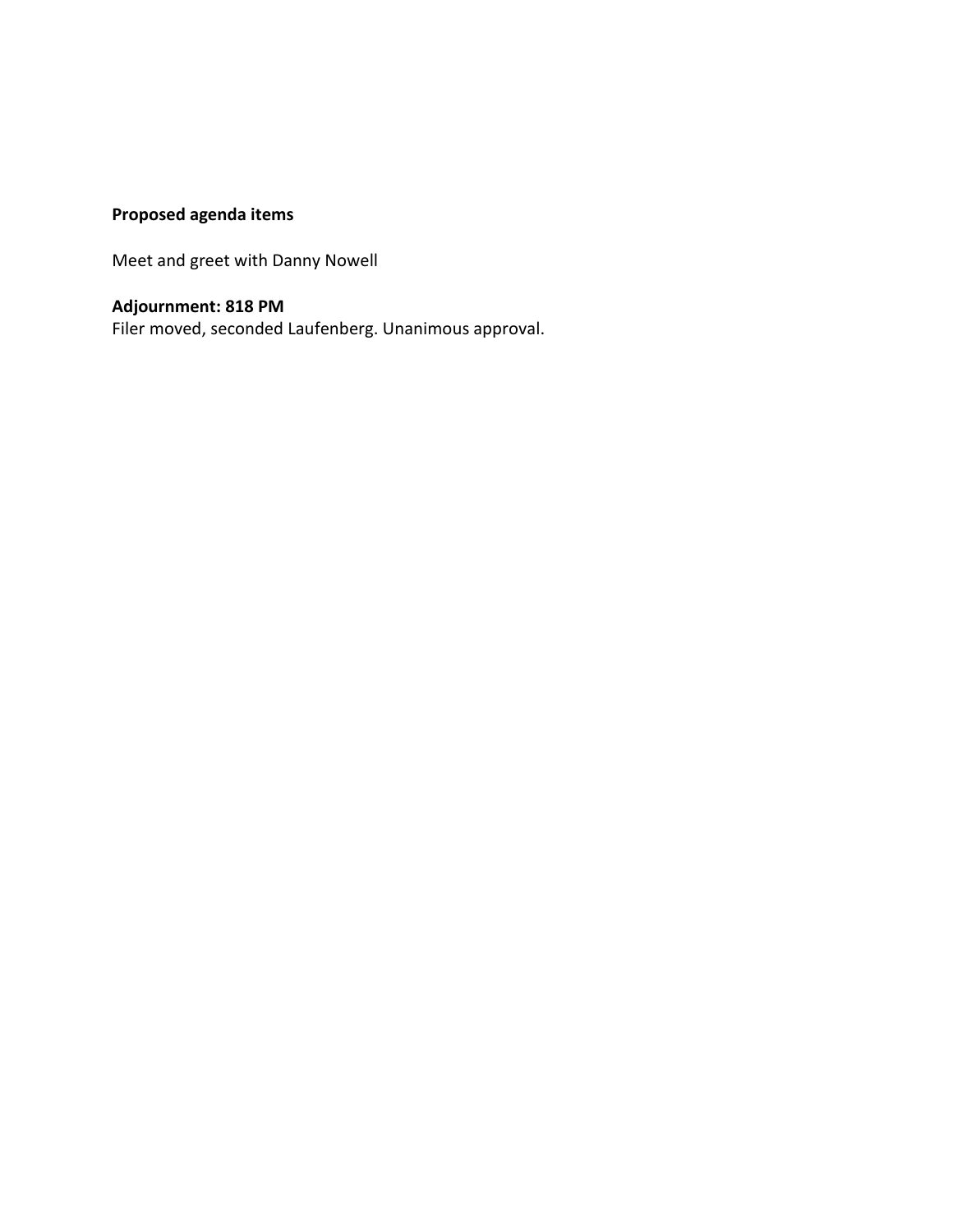**Proposed agenda items**

Meet and greet with Danny Nowell

**Adjournment: 818 PM**
Filer moved, seconded Laufenberg. Unanimous approval.